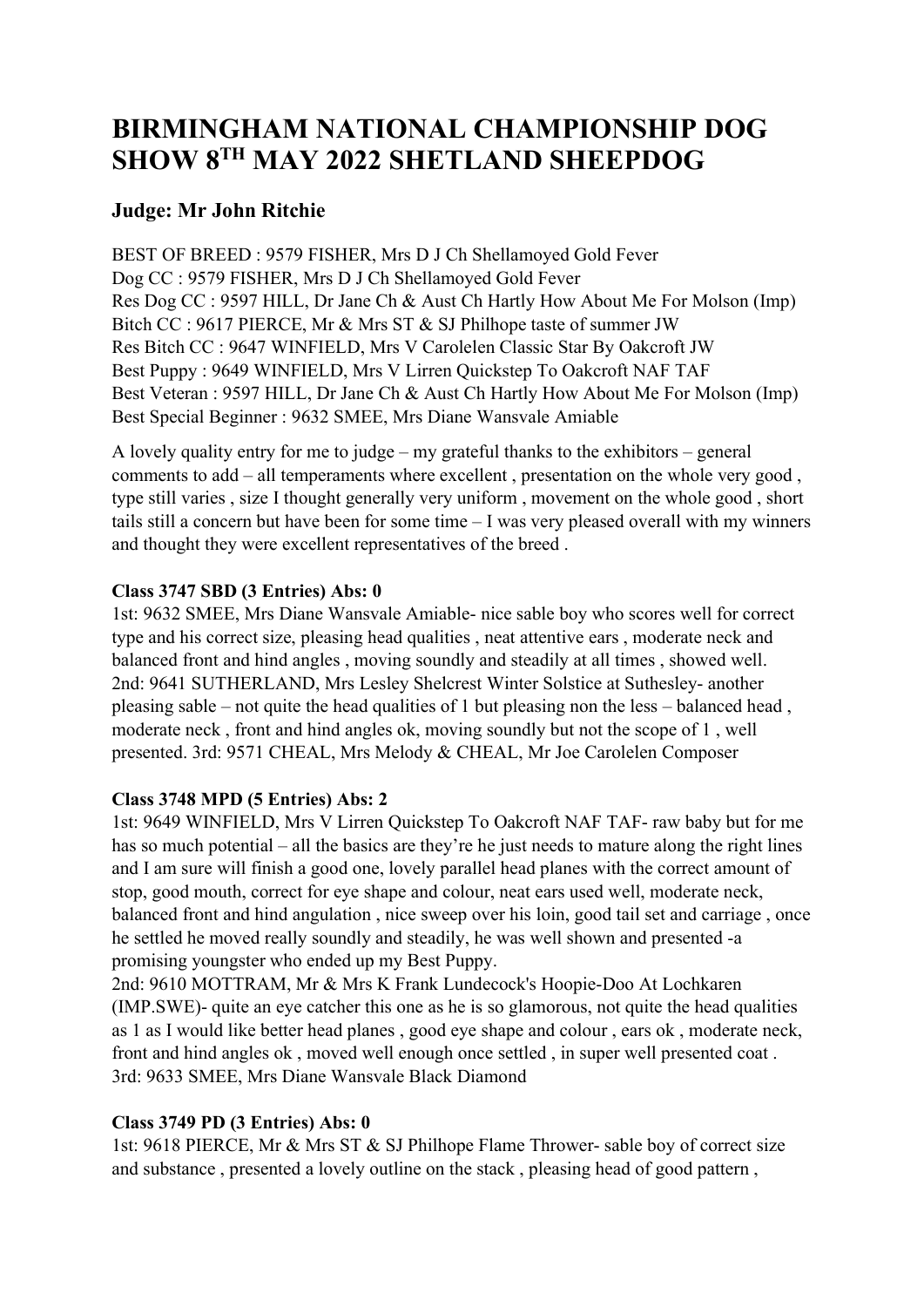# BIRMINGHAM NATIONAL CHAMPIONSHIP DOG SHOW 8TH MAY 2022 SHETLAND SHEEPDOG

## Judge: Mr John Ritchie

BEST OF BREED : 9579 FISHER, Mrs D J Ch Shellamoyed Gold Fever
Dog CC : 9579 FISHER, Mrs D J Ch Shellamoyed Gold Fever
Res Dog CC : 9597 HILL, Dr Jane Ch & Aust Ch Hartly How About Me For Molson (Imp)
Bitch CC : 9617 PIERCE, Mr & Mrs ST & SJ Philhope taste of summer JW
Res Bitch CC : 9647 WINFIELD, Mrs V Carolelen Classic Star By Oakcroft JW
Best Puppy : 9649 WINFIELD, Mrs V Lirren Quickstep To Oakcroft NAF TAF
Best Veteran : 9597 HILL, Dr Jane Ch & Aust Ch Hartly How About Me For Molson (Imp)
Best Special Beginner : 9632 SMEE, Mrs Diane Wansvale Amiable

A lovely quality entry for me to judge – my grateful thanks to the exhibitors – general comments to add – all temperaments where excellent , presentation on the whole very good , type still varies , size I thought generally very uniform , movement on the whole good , short tails still a concern but have been for some time – I was very pleased overall with my winners and thought they were excellent representatives of the breed .

**Class 3747 SBD (3 Entries) Abs: 0**

1st: 9632 SMEE, Mrs Diane Wansvale Amiable- nice sable boy who scores well for correct type and his correct size, pleasing head qualities , neat attentive ears , moderate neck and balanced front and hind angles , moving soundly and steadily at all times , showed well.
2nd: 9641 SUTHERLAND, Mrs Lesley Shelcrest Winter Solstice at Suthesley- another pleasing sable – not quite the head qualities of 1 but pleasing non the less – balanced head , moderate neck , front and hind angles ok, moving soundly but not the scope of 1 , well presented. 3rd: 9571 CHEAL, Mrs Melody & CHEAL, Mr Joe Carolelen Composer

**Class 3748 MPD (5 Entries) Abs: 2**

1st: 9649 WINFIELD, Mrs V Lirren Quickstep To Oakcroft NAF TAF- raw baby but for me has so much potential – all the basics are they're he just needs to mature along the right lines and I am sure will finish a good one, lovely parallel head planes with the correct amount of stop, good mouth, correct for eye shape and colour, neat ears used well, moderate neck, balanced front and hind angulation , nice sweep over his loin, good tail set and carriage , once he settled he moved really soundly and steadily, he was well shown and presented -a promising youngster who ended up my Best Puppy.
2nd: 9610 MOTTRAM, Mr & Mrs K Frank Lundecock's Hoopie-Doo At Lochkaren (IMP.SWE)- quite an eye catcher this one as he is so glamorous, not quite the head qualities as 1 as I would like better head planes , good eye shape and colour , ears ok , moderate neck, front and hind angles ok , moved well enough once settled , in super well presented coat .
3rd: 9633 SMEE, Mrs Diane Wansvale Black Diamond

**Class 3749 PD (3 Entries) Abs: 0**

1st: 9618 PIERCE, Mr & Mrs ST & SJ Philhope Flame Thrower- sable boy of correct size and substance , presented a lovely outline on the stack , pleasing head of good pattern ,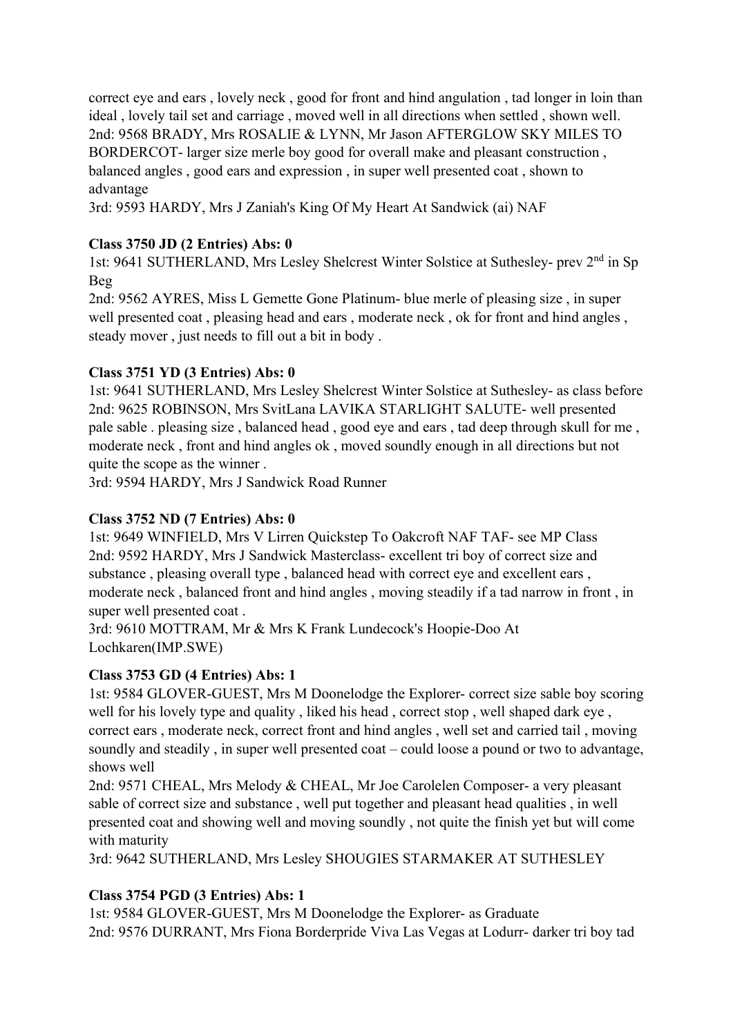correct eye and ears , lovely neck , good for front and hind angulation , tad longer in loin than ideal , lovely tail set and carriage , moved well in all directions when settled , shown well.
2nd: 9568 BRADY, Mrs ROSALIE & LYNN, Mr Jason AFTERGLOW SKY MILES TO BORDERCOT- larger size merle boy good for overall make and pleasant construction , balanced angles , good ears and expression , in super well presented coat , shown to advantage
3rd: 9593 HARDY, Mrs J Zaniah's King Of My Heart At Sandwick (ai) NAF

**Class 3750 JD (2 Entries) Abs: 0**

1st: 9641 SUTHERLAND, Mrs Lesley Shelcrest Winter Solstice at Suthesley- prev 2nd in Sp Beg
2nd: 9562 AYRES, Miss L Gemette Gone Platinum- blue merle of pleasing size , in super well presented coat , pleasing head and ears , moderate neck , ok for front and hind angles , steady mover , just needs to fill out a bit in body .

**Class 3751 YD (3 Entries) Abs: 0**

1st: 9641 SUTHERLAND, Mrs Lesley Shelcrest Winter Solstice at Suthesley- as class before
2nd: 9625 ROBINSON, Mrs SvitLana LAVIKA STARLIGHT SALUTE- well presented pale sable . pleasing size , balanced head , good eye and ears , tad deep through skull for me , moderate neck , front and hind angles ok , moved soundly enough in all directions but not quite the scope as the winner .
3rd: 9594 HARDY, Mrs J Sandwick Road Runner

**Class 3752 ND (7 Entries) Abs: 0**

1st: 9649 WINFIELD, Mrs V Lirren Quickstep To Oakcroft NAF TAF- see MP Class
2nd: 9592 HARDY, Mrs J Sandwick Masterclass- excellent tri boy of correct size and substance , pleasing overall type , balanced head with correct eye and excellent ears , moderate neck , balanced front and hind angles , moving steadily if a tad narrow in front , in super well presented coat .
3rd: 9610 MOTTRAM, Mr & Mrs K Frank Lundecock's Hoopie-Doo At Lochkaren(IMP.SWE)

**Class 3753 GD (4 Entries) Abs: 1**

1st: 9584 GLOVER-GUEST, Mrs M Doonelodge the Explorer- correct size sable boy scoring well for his lovely type and quality , liked his head , correct stop , well shaped dark eye , correct ears , moderate neck, correct front and hind angles , well set and carried tail , moving soundly and steadily , in super well presented coat – could loose a pound or two to advantage, shows well
2nd: 9571 CHEAL, Mrs Melody & CHEAL, Mr Joe Carolelen Composer- a very pleasant sable of correct size and substance , well put together and pleasant head qualities , in well presented coat and showing well and moving soundly , not quite the finish yet but will come with maturity
3rd: 9642 SUTHERLAND, Mrs Lesley SHOUGIES STARMAKER AT SUTHESLEY

**Class 3754 PGD (3 Entries) Abs: 1**

1st: 9584 GLOVER-GUEST, Mrs M Doonelodge the Explorer- as Graduate
2nd: 9576 DURRANT, Mrs Fiona Borderpride Viva Las Vegas at Lodurr- darker tri boy tad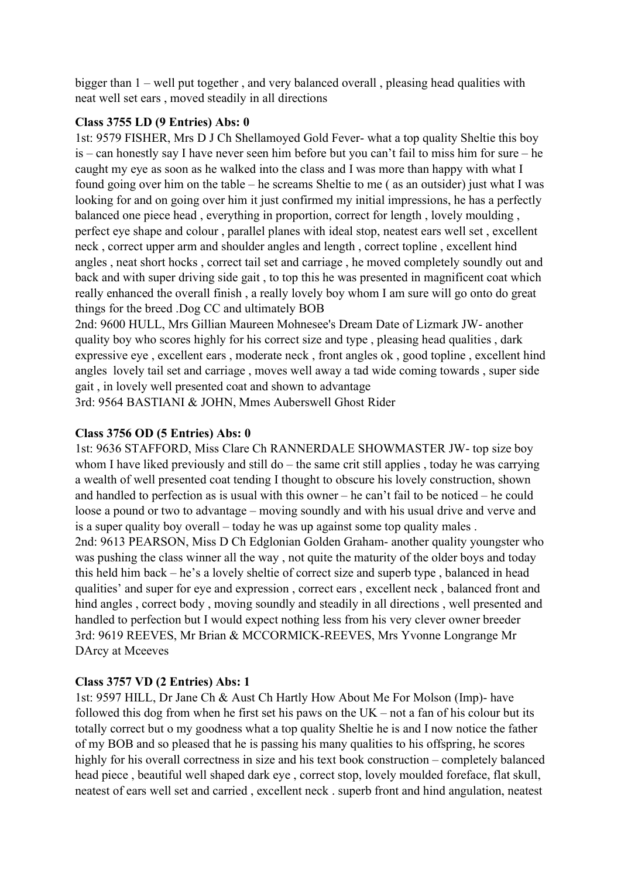bigger than 1 – well put together , and very balanced overall , pleasing head qualities with neat well set ears , moved steadily in all directions

**Class 3755 LD (9 Entries) Abs: 0**

1st: 9579 FISHER, Mrs D J Ch Shellamoyed Gold Fever- what a top quality Sheltie this boy is – can honestly say I have never seen him before but you can't fail to miss him for sure – he caught my eye as soon as he walked into the class and I was more than happy with what I found going over him on the table – he screams Sheltie to me ( as an outsider) just what I was looking for and on going over him it just confirmed my initial impressions, he has a perfectly balanced one piece head , everything in proportion, correct for length , lovely moulding , perfect eye shape and colour , parallel planes with ideal stop, neatest ears well set , excellent neck , correct upper arm and shoulder angles and length , correct topline , excellent hind angles , neat short hocks , correct tail set and carriage , he moved completely soundly out and back and with super driving side gait , to top this he was presented in magnificent coat which really enhanced the overall finish , a really lovely boy whom I am sure will go onto do great things for the breed .Dog CC and ultimately BOB

2nd: 9600 HULL, Mrs Gillian Maureen Mohnesee's Dream Date of Lizmark JW- another quality boy who scores highly for his correct size and type , pleasing head qualities , dark expressive eye , excellent ears , moderate neck , front angles ok , good topline , excellent hind angles lovely tail set and carriage , moves well away a tad wide coming towards , super side gait , in lovely well presented coat and shown to advantage

3rd: 9564 BASTIANI & JOHN, Mmes Auberswell Ghost Rider

**Class 3756 OD (5 Entries) Abs: 0**

1st: 9636 STAFFORD, Miss Clare Ch RANNERDALE SHOWMASTER JW- top size boy whom I have liked previously and still do – the same crit still applies , today he was carrying a wealth of well presented coat tending I thought to obscure his lovely construction, shown and handled to perfection as is usual with this owner – he can't fail to be noticed – he could loose a pound or two to advantage – moving soundly and with his usual drive and verve and is a super quality boy overall – today he was up against some top quality males .

2nd: 9613 PEARSON, Miss D Ch Edglonian Golden Graham- another quality youngster who was pushing the class winner all the way , not quite the maturity of the older boys and today this held him back – he's a lovely sheltie of correct size and superb type , balanced in head qualities' and super for eye and expression , correct ears , excellent neck , balanced front and hind angles , correct body , moving soundly and steadily in all directions , well presented and handled to perfection but I would expect nothing less from his very clever owner breeder

3rd: 9619 REEVES, Mr Brian & MCCORMICK-REEVES, Mrs Yvonne Longrange Mr DArcy at Mceeves

**Class 3757 VD (2 Entries) Abs: 1**

1st: 9597 HILL, Dr Jane Ch & Aust Ch Hartly How About Me For Molson (Imp)- have followed this dog from when he first set his paws on the UK – not a fan of his colour but its totally correct but o my goodness what a top quality Sheltie he is and I now notice the father of my BOB and so pleased that he is passing his many qualities to his offspring, he scores highly for his overall correctness in size and his text book construction – completely balanced head piece , beautiful well shaped dark eye , correct stop, lovely moulded foreface, flat skull, neatest of ears well set and carried , excellent neck . superb front and hind angulation, neatest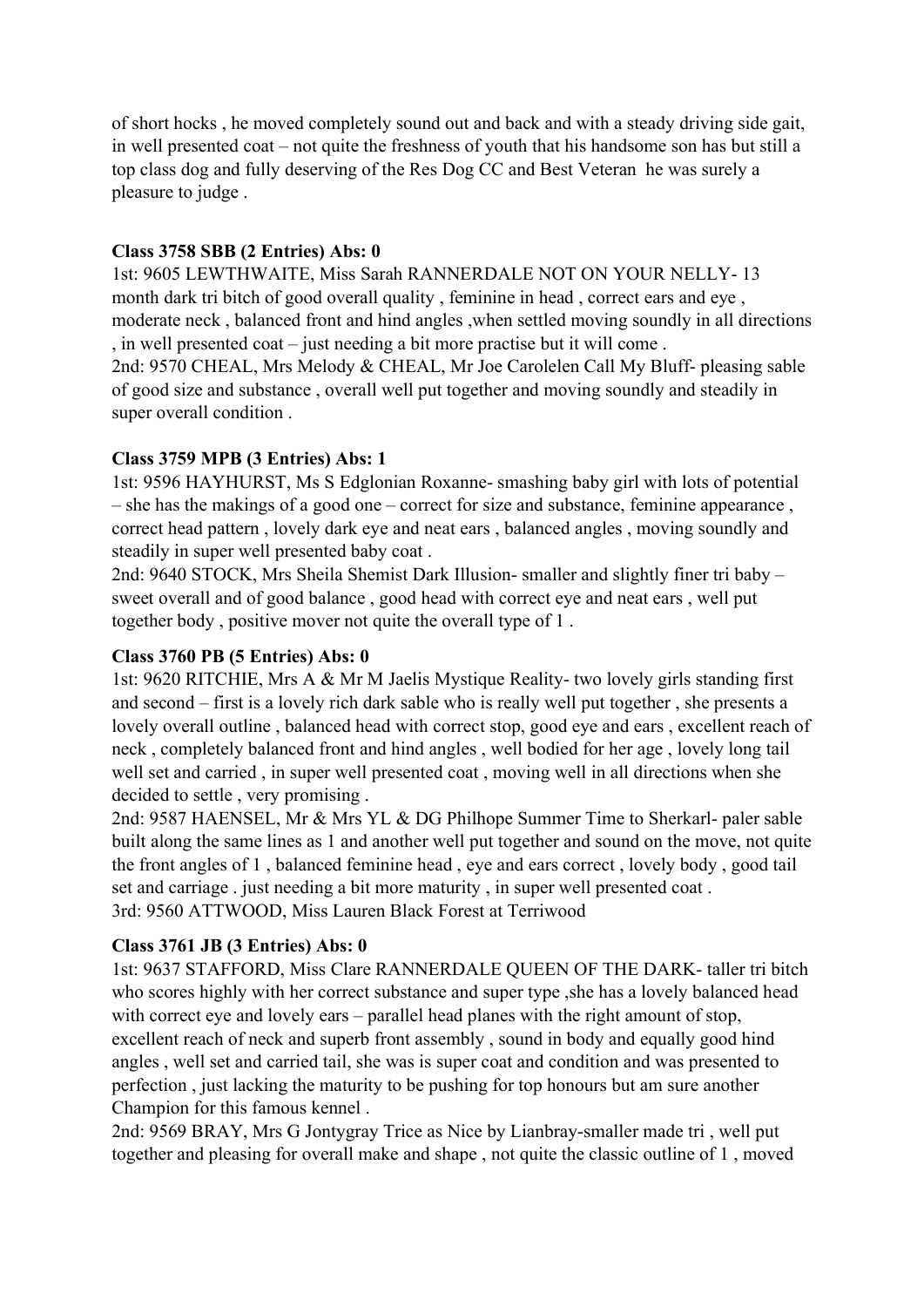of short hocks , he moved completely sound out and back and with a steady driving side gait, in well presented coat – not quite the freshness of youth that his handsome son has but still a top class dog and fully deserving of the Res Dog CC and Best Veteran he was surely a pleasure to judge .

**Class 3758 SBB (2 Entries) Abs: 0**

1st: 9605 LEWTHWAITE, Miss Sarah RANNERDALE NOT ON YOUR NELLY- 13 month dark tri bitch of good overall quality , feminine in head , correct ears and eye , moderate neck , balanced front and hind angles ,when settled moving soundly in all directions , in well presented coat – just needing a bit more practise but it will come .

2nd: 9570 CHEAL, Mrs Melody & CHEAL, Mr Joe Carolelen Call My Bluff- pleasing sable of good size and substance , overall well put together and moving soundly and steadily in super overall condition .

**Class 3759 MPB (3 Entries) Abs: 1**

1st: 9596 HAYHURST, Ms S Edglonian Roxanne- smashing baby girl with lots of potential – she has the makings of a good one – correct for size and substance, feminine appearance , correct head pattern , lovely dark eye and neat ears , balanced angles , moving soundly and steadily in super well presented baby coat .

2nd: 9640 STOCK, Mrs Sheila Shemist Dark Illusion- smaller and slightly finer tri baby – sweet overall and of good balance , good head with correct eye and neat ears , well put together body , positive mover not quite the overall type of 1 .

**Class 3760 PB (5 Entries) Abs: 0**

1st: 9620 RITCHIE, Mrs A & Mr M Jaelis Mystique Reality- two lovely girls standing first and second – first is a lovely rich dark sable who is really well put together , she presents a lovely overall outline , balanced head with correct stop, good eye and ears , excellent reach of neck , completely balanced front and hind angles , well bodied for her age , lovely long tail well set and carried , in super well presented coat , moving well in all directions when she decided to settle , very promising .

2nd: 9587 HAENSEL, Mr & Mrs YL & DG Philhope Summer Time to Sherkarl- paler sable built along the same lines as 1 and another well put together and sound on the move, not quite the front angles of 1 , balanced feminine head , eye and ears correct , lovely body , good tail set and carriage . just needing a bit more maturity , in super well presented coat .

3rd: 9560 ATTWOOD, Miss Lauren Black Forest at Terriwood

**Class 3761 JB (3 Entries) Abs: 0**

1st: 9637 STAFFORD, Miss Clare RANNERDALE QUEEN OF THE DARK- taller tri bitch who scores highly with her correct substance and super type ,she has a lovely balanced head with correct eye and lovely ears – parallel head planes with the right amount of stop, excellent reach of neck and superb front assembly , sound in body and equally good hind angles , well set and carried tail, she was is super coat and condition and was presented to perfection , just lacking the maturity to be pushing for top honours but am sure another Champion for this famous kennel .

2nd: 9569 BRAY, Mrs G Jontygray Trice as Nice by Lianbray-smaller made tri , well put together and pleasing for overall make and shape , not quite the classic outline of 1 , moved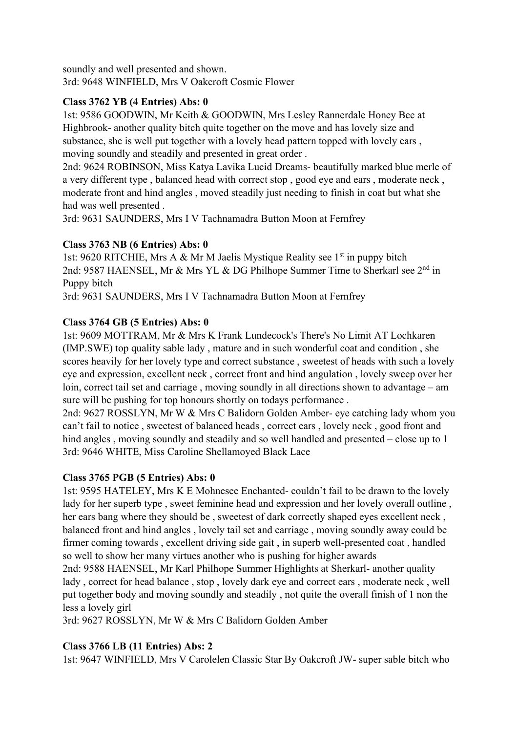soundly and well presented and shown.
3rd: 9648 WINFIELD, Mrs V Oakcroft Cosmic Flower

**Class 3762 YB (4 Entries) Abs: 0**

1st: 9586 GOODWIN, Mr Keith & GOODWIN, Mrs Lesley Rannerdale Honey Bee at Highbrook- another quality bitch quite together on the move and has lovely size and substance, she is well put together with a lovely head pattern topped with lovely ears , moving soundly and steadily and presented in great order .
2nd: 9624 ROBINSON, Miss Katya Lavika Lucid Dreams- beautifully marked blue merle of a very different type , balanced head with correct stop , good eye and ears , moderate neck , moderate front and hind angles , moved steadily just needing to finish in coat but what she had was well presented .
3rd: 9631 SAUNDERS, Mrs I V Tachnamadra Button Moon at Fernfrey

**Class 3763 NB (6 Entries) Abs: 0**

1st: 9620 RITCHIE, Mrs A & Mr M Jaelis Mystique Reality see 1st in puppy bitch
2nd: 9587 HAENSEL, Mr & Mrs YL & DG Philhope Summer Time to Sherkarl see 2nd in Puppy bitch
3rd: 9631 SAUNDERS, Mrs I V Tachnamadra Button Moon at Fernfrey

**Class 3764 GB (5 Entries) Abs: 0**

1st: 9609 MOTTRAM, Mr & Mrs K Frank Lundecock's There's No Limit AT Lochkaren (IMP.SWE) top quality sable lady , mature and in such wonderful coat and condition , she scores heavily for her lovely type and correct substance , sweetest of heads with such a lovely eye and expression, excellent neck , correct front and hind angulation , lovely sweep over her loin, correct tail set and carriage , moving soundly in all directions shown to advantage – am sure will be pushing for top honours shortly on todays performance .
2nd: 9627 ROSSLYN, Mr W & Mrs C Balidorn Golden Amber- eye catching lady whom you can't fail to notice , sweetest of balanced heads , correct ears , lovely neck , good front and hind angles , moving soundly and steadily and so well handled and presented – close up to 1
3rd: 9646 WHITE, Miss Caroline Shellamoyed Black Lace

**Class 3765 PGB (5 Entries) Abs: 0**

1st: 9595 HATELEY, Mrs K E Mohnesee Enchanted- couldn't fail to be drawn to the lovely lady for her superb type , sweet feminine head and expression and her lovely overall outline , her ears bang where they should be , sweetest of dark correctly shaped eyes excellent neck , balanced front and hind angles , lovely tail set and carriage , moving soundly away could be firmer coming towards , excellent driving side gait , in superb well-presented coat , handled so well to show her many virtues another who is pushing for higher awards
2nd: 9588 HAENSEL, Mr Karl Philhope Summer Highlights at Sherkarl- another quality lady , correct for head balance , stop , lovely dark eye and correct ears , moderate neck , well put together body and moving soundly and steadily , not quite the overall finish of 1 non the less a lovely girl
3rd: 9627 ROSSLYN, Mr W & Mrs C Balidorn Golden Amber

**Class 3766 LB (11 Entries) Abs: 2**

1st: 9647 WINFIELD, Mrs V Carolelen Classic Star By Oakcroft JW- super sable bitch who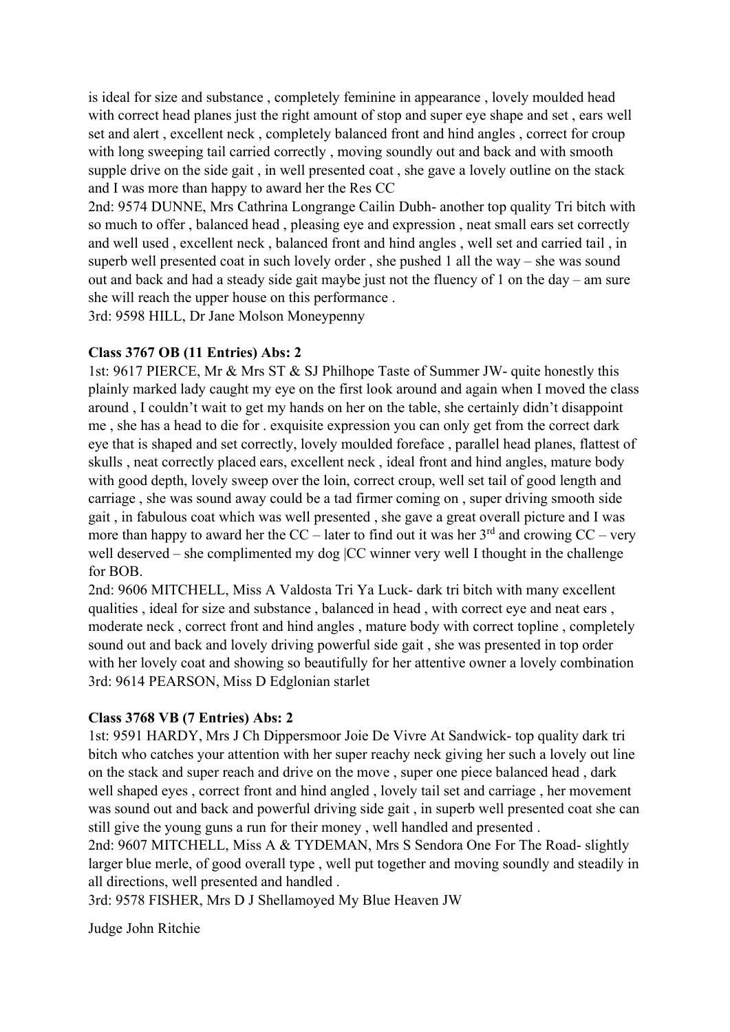is ideal for size and substance , completely feminine in appearance , lovely moulded head with correct head planes just the right amount of stop and super eye shape and set , ears well set and alert , excellent neck , completely balanced front and hind angles , correct for croup with long sweeping tail carried correctly , moving soundly out and back and with smooth supple drive on the side gait , in well presented coat , she gave a lovely outline on the stack and I was more than happy to award her the Res CC

2nd: 9574 DUNNE, Mrs Cathrina Longrange Cailin Dubh- another top quality Tri bitch with so much to offer , balanced head , pleasing eye and expression , neat small ears set correctly and well used , excellent neck , balanced front and hind angles , well set and carried tail , in superb well presented coat in such lovely order , she pushed 1 all the way – she was sound out and back and had a steady side gait maybe just not the fluency of 1 on the day – am sure she will reach the upper house on this performance .

3rd: 9598 HILL, Dr Jane Molson Moneypenny

**Class 3767 OB (11 Entries) Abs: 2**

1st: 9617 PIERCE, Mr & Mrs ST & SJ Philhope Taste of Summer JW- quite honestly this plainly marked lady caught my eye on the first look around and again when I moved the class around , I couldn't wait to get my hands on her on the table, she certainly didn't disappoint me , she has a head to die for . exquisite expression you can only get from the correct dark eye that is shaped and set correctly, lovely moulded foreface , parallel head planes, flattest of skulls , neat correctly placed ears, excellent neck , ideal front and hind angles, mature body with good depth, lovely sweep over the loin, correct croup, well set tail of good length and carriage , she was sound away could be a tad firmer coming on , super driving smooth side gait , in fabulous coat which was well presented , she gave a great overall picture and I was more than happy to award her the CC – later to find out it was her 3rd and crowing CC – very well deserved – she complimented my dog |CC winner very well I thought in the challenge for BOB.

2nd: 9606 MITCHELL, Miss A Valdosta Tri Ya Luck- dark tri bitch with many excellent qualities , ideal for size and substance , balanced in head , with correct eye and neat ears , moderate neck , correct front and hind angles , mature body with correct topline , completely sound out and back and lovely driving powerful side gait , she was presented in top order with her lovely coat and showing so beautifully for her attentive owner a lovely combination

3rd: 9614 PEARSON, Miss D Edglonian starlet

**Class 3768 VB (7 Entries) Abs: 2**

1st: 9591 HARDY, Mrs J Ch Dippersmoor Joie De Vivre At Sandwick- top quality dark tri bitch who catches your attention with her super reachy neck giving her such a lovely out line on the stack and super reach and drive on the move , super one piece balanced head , dark well shaped eyes , correct front and hind angled , lovely tail set and carriage , her movement was sound out and back and powerful driving side gait , in superb well presented coat she can still give the young guns a run for their money , well handled and presented .

2nd: 9607 MITCHELL, Miss A & TYDEMAN, Mrs S Sendora One For The Road- slightly larger blue merle, of good overall type , well put together and moving soundly and steadily in all directions, well presented and handled .

3rd: 9578 FISHER, Mrs D J Shellamoyed My Blue Heaven JW

Judge John Ritchie